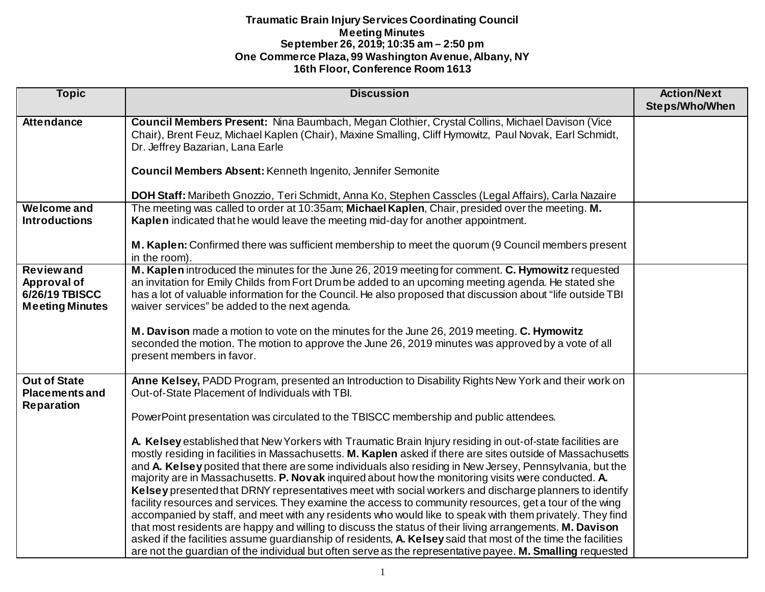**Traumatic Brain Injury Services Coordinating Council**
**Meeting Minutes**
**September 26, 2019; 10:35 am – 2:50 pm**
**One Commerce Plaza, 99 Washington Avenue, Albany, NY**
**16th Floor, Conference Room 1613**

| Topic | Discussion | Action/Next Steps/Who/When |
|---|---|---|
| **Attendance** | **Council Members Present:** Nina Baumbach, Megan Clothier, Crystal Collins, Michael Davison (Vice Chair), Brent Feuz, Michael Kaplen (Chair), Maxine Smalling, Cliff Hymowitz, Paul Novak, Earl Schmidt, Dr. Jeffrey Bazarian, Lana Earle<br><br>**Council Members Absent:** Kenneth Ingenito, Jennifer Semonite<br><br>**DOH Staff:** Maribeth Gnozzio, Teri Schmidt, Anna Ko, Stephen Casscles (Legal Affairs), Carla Nazaire | |
| **Welcome and Introductions** | The meeting was called to order at 10:35am; **Michael Kaplen**, Chair, presided over the meeting. **M. Kaplen** indicated that he would leave the meeting mid-day for another appointment.<br><br>**M. Kaplen:** Confirmed there was sufficient membership to meet the quorum (9 Council members present in the room). | |
| **Review and Approval of 6/26/19 TBISCC Meeting Minutes** | **M. Kaplen** introduced the minutes for the June 26, 2019 meeting for comment. **C. Hymowitz** requested an invitation for Emily Childs from Fort Drum be added to an upcoming meeting agenda. He stated she has a lot of valuable information for the Council. He also proposed that discussion about "life outside TBI waiver services" be added to the next agenda.<br><br>**M. Davison** made a motion to vote on the minutes for the June 26, 2019 meeting. **C. Hymowitz** seconded the motion. The motion to approve the June 26, 2019 minutes was approved by a vote of all present members in favor. | |
| **Out of State Placements and Reparation** | **Anne Kelsey,** PADD Program, presented an Introduction to Disability Rights New York and their work on Out-of-State Placement of Individuals with TBI.<br><br>PowerPoint presentation was circulated to the TBISCC membership and public attendees.<br><br>**A. Kelsey** established that New Yorkers with Traumatic Brain Injury residing in out-of-state facilities are mostly residing in facilities in Massachusetts. **M. Kaplen** asked if there are sites outside of Massachusetts and **A. Kelsey** posited that there are some individuals also residing in New Jersey, Pennsylvania, but the majority are in Massachusetts. **P. Novak** inquired about how the monitoring visits were conducted. **A. Kelsey** presented that DRNY representatives meet with social workers and discharge planners to identify facility resources and services. They examine the access to community resources, get a tour of the wing accompanied by staff, and meet with any residents who would like to speak with them privately. They find that most residents are happy and willing to discuss the status of their living arrangements. **M. Davison** asked if the facilities assume guardianship of residents, **A. Kelsey** said that most of the time the facilities are not the guardian of the individual but often serve as the representative payee. **M. Smalling** requested | |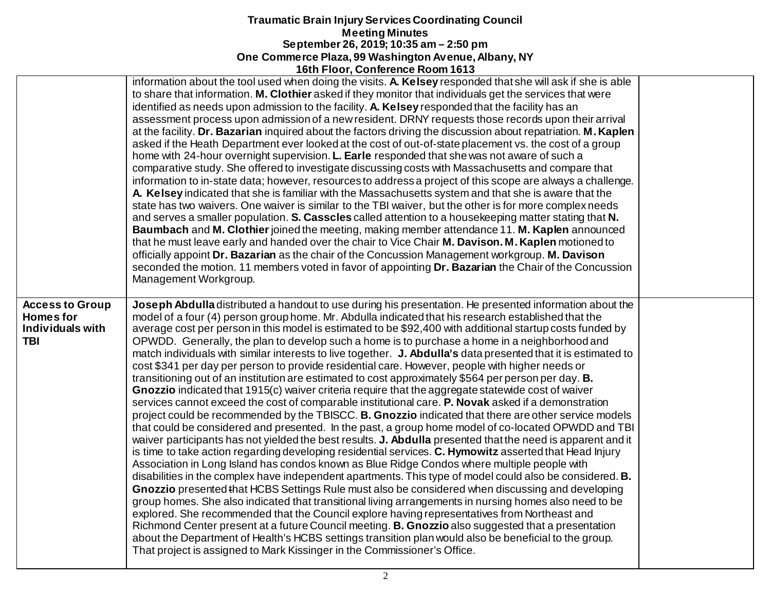| | | |
|---|---|---|
| | information about the tool used when doing the visits. **A. Kelsey** responded that she will ask if she is able to share that information. **M. Clothier** asked if they monitor that individuals get the services that were identified as needs upon admission to the facility. **A. Kelsey** responded that the facility has an assessment process upon admission of a new resident. DRNY requests those records upon their arrival at the facility. **Dr. Bazarian** inquired about the factors driving the discussion about repatriation. **M. Kaplen** asked if the Heath Department ever looked at the cost of out-of-state placement vs. the cost of a group home with 24-hour overnight supervision. **L. Earle** responded that she was not aware of such a comparative study. She offered to investigate discussing costs with Massachusetts and compare that information to in-state data; however, resources to address a project of this scope are always a challenge. **A. Kelsey** indicated that she is familiar with the Massachusetts system and that she is aware that the state has two waivers. One waiver is similar to the TBI waiver, but the other is for more complex needs and serves a smaller population. **S. Casscles** called attention to a housekeeping matter stating that **N. Baumbach** and **M. Clothier** joined the meeting, making member attendance 11. **M. Kaplen** announced that he must leave early and handed over the chair to Vice Chair **M. Davison. M. Kaplen** motioned to officially appoint **Dr. Bazarian** as the chair of the Concussion Management workgroup. **M. Davison** seconded the motion. 11 members voted in favor of appointing **Dr. Bazarian** the Chair of the Concussion Management Workgroup. | |
| **Access to Group Homes for Individuals with TBI** | **Joseph Abdulla** distributed a handout to use during his presentation. He presented information about the model of a four (4) person group home. Mr. Abdulla indicated that his research established that the average cost per person in this model is estimated to be $92,400 with additional startup costs funded by OPWDD. Generally, the plan to develop such a home is to purchase a home in a neighborhood and match individuals with similar interests to live together. **J. Abdulla's** data presented that it is estimated to cost $341 per day per person to provide residential care. However, people with higher needs or transitioning out of an institution are estimated to cost approximately $564 per person per day. **B. Gnozzio** indicated that 1915(c) waiver criteria require that the aggregate statewide cost of waiver services cannot exceed the cost of comparable institutional care. **P. Novak** asked if a demonstration project could be recommended by the TBISCC. **B. Gnozzio** indicated that there are other service models that could be considered and presented. In the past, a group home model of co-located OPWDD and TBI waiver participants has not yielded the best results. **J. Abdulla** presented that the need is apparent and it is time to take action regarding developing residential services. **C. Hymowitz** asserted that Head Injury Association in Long Island has condos known as Blue Ridge Condos where multiple people with disabilities in the complex have independent apartments. This type of model could also be considered. **B. Gnozzio** presented that HCBS Settings Rule must also be considered when discussing and developing group homes. She also indicated that transitional living arrangements in nursing homes also need to be explored. She recommended that the Council explore having representatives from Northeast and Richmond Center present at a future Council meeting. **B. Gnozzio** also suggested that a presentation about the Department of Health's HCBS settings transition plan would also be beneficial to the group. That project is assigned to Mark Kissinger in the Commissioner's Office. | |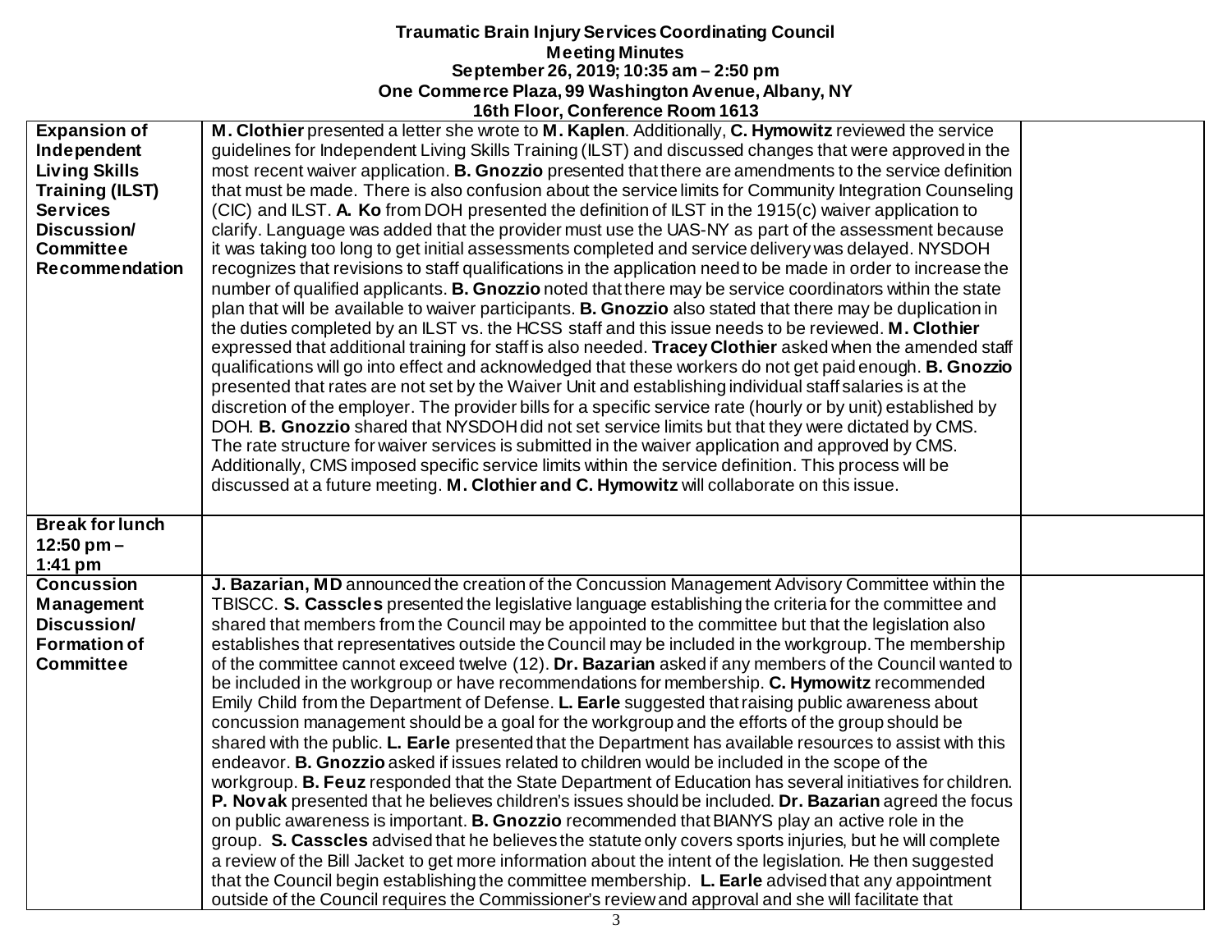**Traumatic Brain Injury Services Coordinating Council**
**Meeting Minutes**
**September 26, 2019; 10:35 am – 2:50 pm**
**One Commerce Plaza, 99 Washington Avenue, Albany, NY**
**16th Floor, Conference Room 1613**

| | | |
|---|---|---|
| **Expansion of Independent Living Skills Training (ILST) Services Discussion/ Committee Recommendation** | **M. Clothier** presented a letter she wrote to **M. Kaplen**. Additionally, **C. Hymowitz** reviewed the service guidelines for Independent Living Skills Training (ILST) and discussed changes that were approved in the most recent waiver application. **B. Gnozzio** presented that there are amendments to the service definition that must be made. There is also confusion about the service limits for Community Integration Counseling (CIC) and ILST. **A. Ko** from DOH presented the definition of ILST in the 1915(c) waiver application to clarify. Language was added that the provider must use the UAS-NY as part of the assessment because it was taking too long to get initial assessments completed and service delivery was delayed. NYSDOH recognizes that revisions to staff qualifications in the application need to be made in order to increase the number of qualified applicants. **B. Gnozzio** noted that there may be service coordinators within the state plan that will be available to waiver participants. **B. Gnozzio** also stated that there may be duplication in the duties completed by an ILST vs. the HCSS staff and this issue needs to be reviewed. **M. Clothier** expressed that additional training for staff is also needed. **Tracey Clothier** asked when the amended staff qualifications will go into effect and acknowledged that these workers do not get paid enough. **B. Gnozzio** presented that rates are not set by the Waiver Unit and establishing individual staff salaries is at the discretion of the employer. The provider bills for a specific service rate (hourly or by unit) established by DOH. **B. Gnozzio** shared that NYSDOH did not set service limits but that they were dictated by CMS. The rate structure for waiver services is submitted in the waiver application and approved by CMS. Additionally, CMS imposed specific service limits within the service definition. This process will be discussed at a future meeting. **M. Clothier and C. Hymowitz** will collaborate on this issue. | |
| **Break for lunch 12:50 pm – 1:41 pm** | | |
| **Concussion Management Discussion/ Formation of Committee** | **J. Bazarian, MD** announced the creation of the Concussion Management Advisory Committee within the TBISCC. **S. Casscles** presented the legislative language establishing the criteria for the committee and shared that members from the Council may be appointed to the committee but that the legislation also establishes that representatives outside the Council may be included in the workgroup. The membership of the committee cannot exceed twelve (12). **Dr. Bazarian** asked if any members of the Council wanted to be included in the workgroup or have recommendations for membership. **C. Hymowitz** recommended Emily Child from the Department of Defense. **L. Earle** suggested that raising public awareness about concussion management should be a goal for the workgroup and the efforts of the group should be shared with the public. **L. Earle** presented that the Department has available resources to assist with this endeavor. **B. Gnozzio** asked if issues related to children would be included in the scope of the workgroup. **B. Feuz** responded that the State Department of Education has several initiatives for children. **P. Novak** presented that he believes children's issues should be included. **Dr. Bazarian** agreed the focus on public awareness is important. **B. Gnozzio** recommended that BIANYS play an active role in the group. **S. Casscles** advised that he believes the statute only covers sports injuries, but he will complete a review of the Bill Jacket to get more information about the intent of the legislation. He then suggested that the Council begin establishing the committee membership. **L. Earle** advised that any appointment outside of the Council requires the Commissioner's review and approval and she will facilitate that | |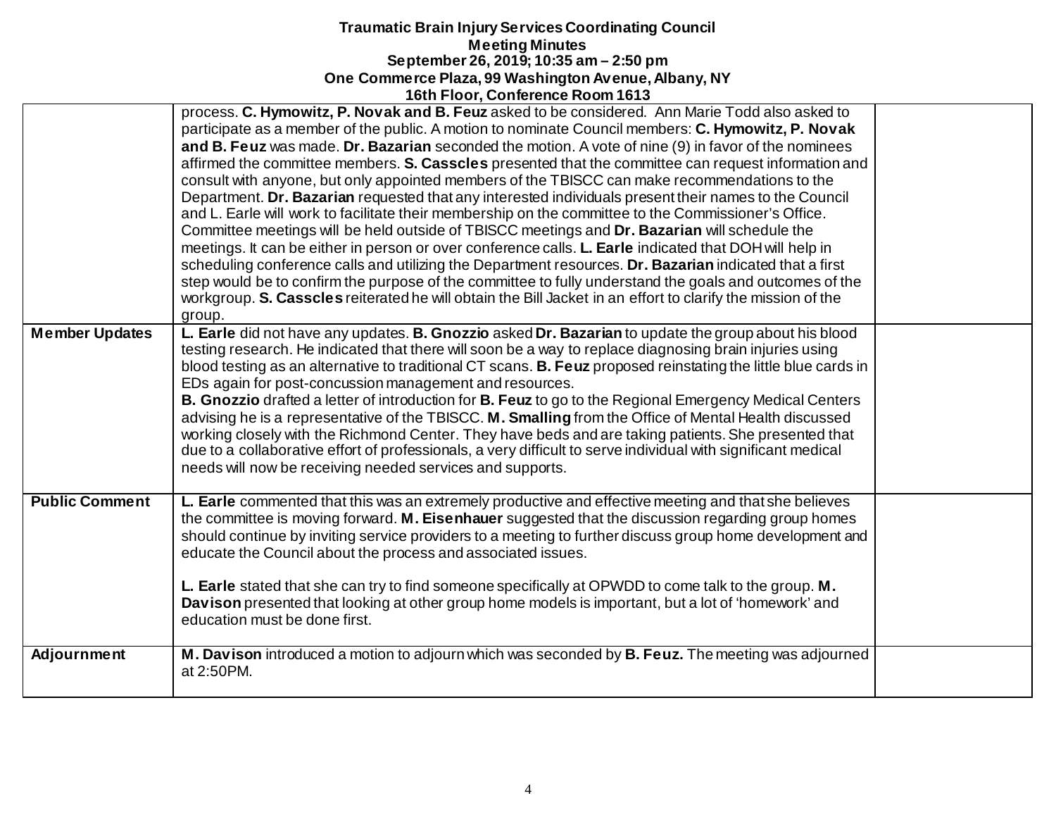| | | |
|---|---|---|
| | process. **C. Hymowitz, P. Novak and B. Feuz** asked to be considered. Ann Marie Todd also asked to participate as a member of the public. A motion to nominate Council members: **C. Hymowitz, P. Novak and B. Feuz** was made. **Dr. Bazarian** seconded the motion. A vote of nine (9) in favor of the nominees affirmed the committee members. **S. Casscles** presented that the committee can request information and consult with anyone, but only appointed members of the TBISCC can make recommendations to the Department. **Dr. Bazarian** requested that any interested individuals present their names to the Council and L. Earle will work to facilitate their membership on the committee to the Commissioner's Office. Committee meetings will be held outside of TBISCC meetings and **Dr. Bazarian** will schedule the meetings. It can be either in person or over conference calls. **L. Earle** indicated that DOH will help in scheduling conference calls and utilizing the Department resources. **Dr. Bazarian** indicated that a first step would be to confirm the purpose of the committee to fully understand the goals and outcomes of the workgroup. **S. Casscles** reiterated he will obtain the Bill Jacket in an effort to clarify the mission of the group. | |
| **Member Updates** | **L. Earle** did not have any updates. **B. Gnozzio** asked **Dr. Bazarian** to update the group about his blood testing research. He indicated that there will soon be a way to replace diagnosing brain injuries using blood testing as an alternative to traditional CT scans. **B. Feuz** proposed reinstating the little blue cards in EDs again for post-concussion management and resources.<br>**B. Gnozzio** drafted a letter of introduction for **B. Feuz** to go to the Regional Emergency Medical Centers advising he is a representative of the TBISCC. **M. Smalling** from the Office of Mental Health discussed working closely with the Richmond Center. They have beds and are taking patients. She presented that due to a collaborative effort of professionals, a very difficult to serve individual with significant medical needs will now be receiving needed services and supports. | |
| **Public Comment** | **L. Earle** commented that this was an extremely productive and effective meeting and that she believes the committee is moving forward. **M. Eisenhauer** suggested that the discussion regarding group homes should continue by inviting service providers to a meeting to further discuss group home development and educate the Council about the process and associated issues.<br><br>**L. Earle** stated that she can try to find someone specifically at OPWDD to come talk to the group. **M. Davison** presented that looking at other group home models is important, but a lot of 'homework' and education must be done first. | |
| **Adjournment** | **M. Davison** introduced a motion to adjourn which was seconded by **B. Feuz.** The meeting was adjourned at 2:50PM. | |